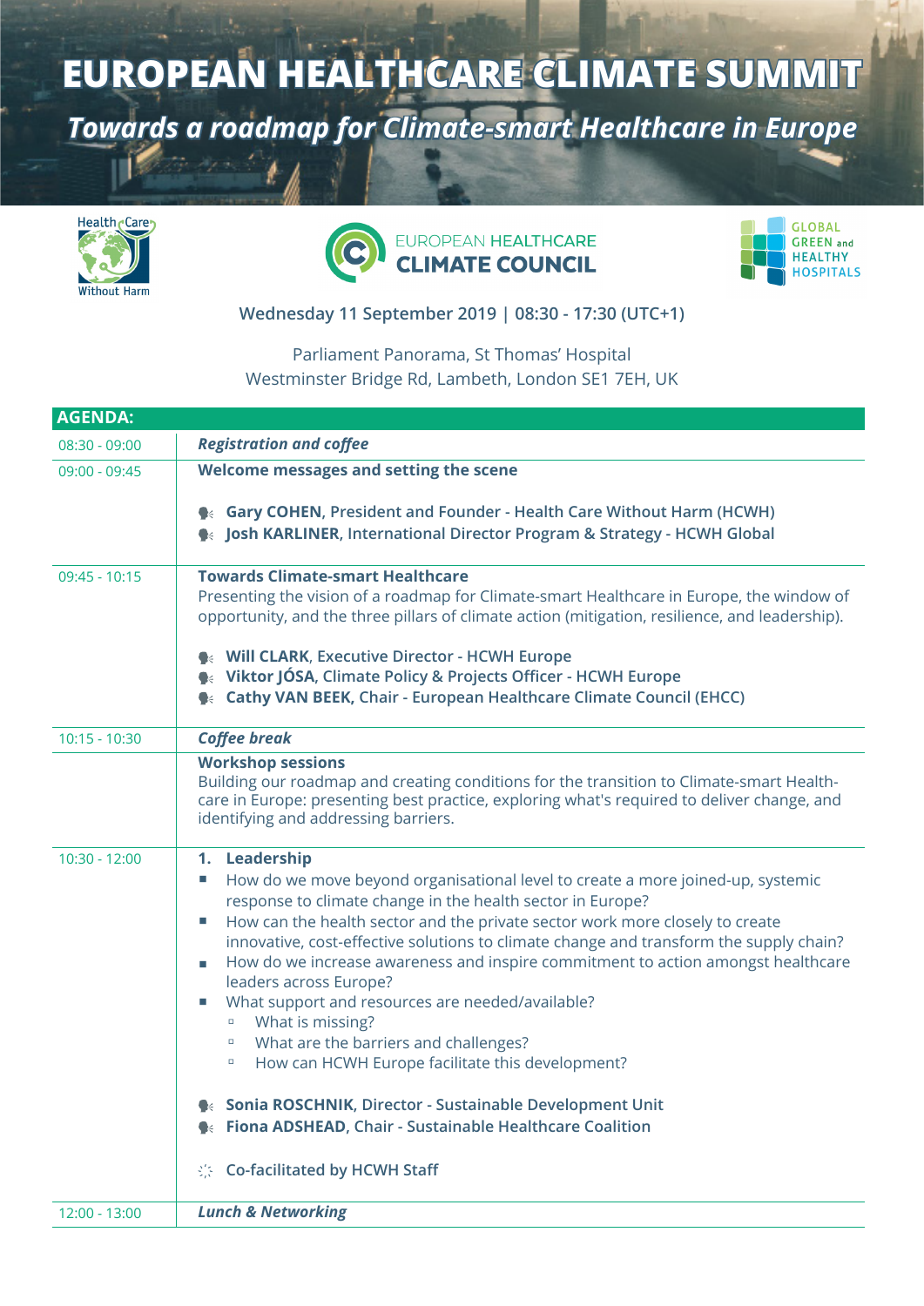# EUROPEAN HEALTHCARE CLIMATE SUMMIT

## *Towards a roadmap for Climate-smart Healthcare in Europe*

Health Care Without Harm

EUROPEAN HEALTHCARE CLIMATE COUNCIL

GLOBAL GREEN and HEALTHY HOSPITALS

Wednesday 11 September 2019 | 08:30 - 17:30 (UTC+1)

Parliament Panorama, St Thomas' Hospital
Westminster Bridge Rd, Lambeth, London SE1 7EH, UK

| AGENDA: | |
|---|---|
| 08:30 - 09:00 | ***Registration and coffee*** |
| 09:00 - 09:45 | **Welcome messages and setting the scene**<br><br>**Gary COHEN**, President and Founder - Health Care Without Harm (HCWH)<br>**Josh KARLINER**, International Director Program & Strategy - HCWH Global |
| 09:45 - 10:15 | **Towards Climate-smart Healthcare**<br>Presenting the vision of a roadmap for Climate-smart Healthcare in Europe, the window of opportunity, and the three pillars of climate action (mitigation, resilience, and leadership).<br><br>**Will CLARK**, Executive Director - HCWH Europe<br>**Viktor JÓSA**, Climate Policy & Projects Officer - HCWH Europe<br>**Cathy VAN BEEK**, Chair - European Healthcare Climate Council (EHCC) |
| 10:15 - 10:30 | ***Coffee break*** |
| | **Workshop sessions**<br>Building our roadmap and creating conditions for the transition to Climate-smart Health-care in Europe: presenting best practice, exploring what's required to deliver change, and identifying and addressing barriers. |
| 10:30 - 12:00 | **1. Leadership**<br>- How do we move beyond organisational level to create a more joined-up, systemic response to climate change in the health sector in Europe?<br>- How can the health sector and the private sector work more closely to create innovative, cost-effective solutions to climate change and transform the supply chain?<br>- How do we increase awareness and inspire commitment to action amongst healthcare leaders across Europe?<br>- What support and resources are needed/available?<br>&nbsp;&nbsp;- What is missing?<br>&nbsp;&nbsp;- What are the barriers and challenges?<br>&nbsp;&nbsp;- How can HCWH Europe facilitate this development?<br><br>**Sonia ROSCHNIK**, Director - Sustainable Development Unit<br>**Fiona ADSHEAD**, Chair - Sustainable Healthcare Coalition<br><br>**Co-facilitated by HCWH Staff** |
| 12:00 - 13:00 | ***Lunch & Networking*** |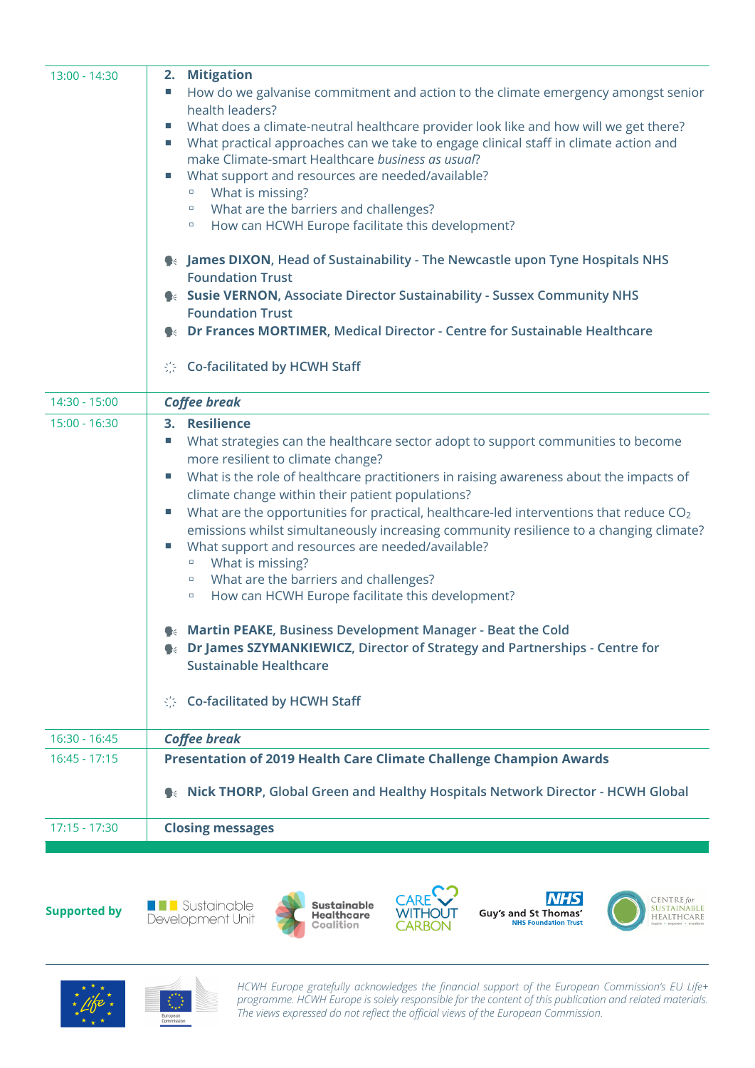| | |
|---|---|
| 13:00 - 14:30 | **2. Mitigation**<br>- How do we galvanise commitment and action to the climate emergency amongst senior health leaders?<br>- What does a climate-neutral healthcare provider look like and how will we get there?<br>- What practical approaches can we take to engage clinical staff in climate action and make Climate-smart Healthcare *business as usual*?<br>- What support and resources are needed/available?<br>  - What is missing?<br>  - What are the barriers and challenges?<br>  - How can HCWH Europe facilitate this development?<br><br>**James DIXON**, Head of Sustainability - The Newcastle upon Tyne Hospitals NHS Foundation Trust<br>**Susie VERNON**, Associate Director Sustainability - Sussex Community NHS Foundation Trust<br>**Dr Frances MORTIMER**, Medical Director - Centre for Sustainable Healthcare<br><br>**Co-facilitated by HCWH Staff** |
| 14:30 - 15:00 | ***Coffee break*** |
| 15:00 - 16:30 | **3. Resilience**<br>- What strategies can the healthcare sector adopt to support communities to become more resilient to climate change?<br>- What is the role of healthcare practitioners in raising awareness about the impacts of climate change within their patient populations?<br>- What are the opportunities for practical, healthcare-led interventions that reduce $CO_2$ emissions whilst simultaneously increasing community resilience to a changing climate?<br>- What support and resources are needed/available?<br>  - What is missing?<br>  - What are the barriers and challenges?<br>  - How can HCWH Europe facilitate this development?<br><br>**Martin PEAKE**, Business Development Manager - Beat the Cold<br>**Dr James SZYMANKIEWICZ**, Director of Strategy and Partnerships - Centre for Sustainable Healthcare<br><br>**Co-facilitated by HCWH Staff** |
| 16:30 - 16:45 | ***Coffee break*** |
| 16:45 - 17:15 | **Presentation of 2019 Health Care Climate Challenge Champion Awards**<br><br>**Nick THORP**, Global Green and Healthy Hospitals Network Director - HCWH Global |
| 17:15 - 17:30 | **Closing messages** |

**Supported by** Sustainable Development Unit, Sustainable Healthcare Coalition, Care Without Carbon, NHS Guy's and St Thomas' NHS Foundation Trust, Centre for Sustainable Healthcare

*HCWH Europe gratefully acknowledges the financial support of the European Commission's EU Life+ programme. HCWH Europe is solely responsible for the content of this publication and related materials. The views expressed do not reflect the official views of the European Commission.*